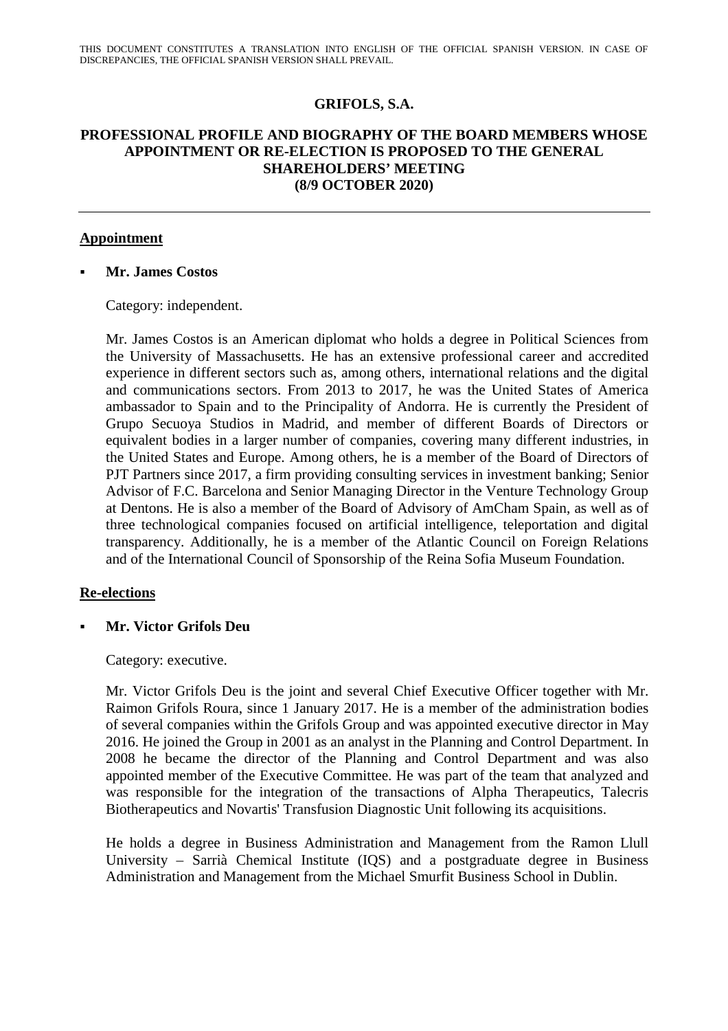THIS DOCUMENT CONSTITUTES A TRANSLATION INTO ENGLISH OF THE OFFICIAL SPANISH VERSION. IN CASE OF DISCREPANCIES, THE OFFICIAL SPANISH VERSION SHALL PREVAIL.

# GRIFOLS, S.A.

## PROFESSIONAL PROFILE AND BIOGRAPHY OF THE BOARD MEMBERS WHOSE APPOINTMENT OR RE-ELECTION IS PROPOSED TO THE GENERAL SHAREHOLDERS' MEETING (8/9 OCTOBER 2020)

---

### Appointment

- **Mr. James Costos**

  Category: independent.

  Mr. James Costos is an American diplomat who holds a degree in Political Sciences from the University of Massachusetts. He has an extensive professional career and accredited experience in different sectors such as, among others, international relations and the digital and communications sectors. From 2013 to 2017, he was the United States of America ambassador to Spain and to the Principality of Andorra. He is currently the President of Grupo Secuoya Studios in Madrid, and member of different Boards of Directors or equivalent bodies in a larger number of companies, covering many different industries, in the United States and Europe. Among others, he is a member of the Board of Directors of PJT Partners since 2017, a firm providing consulting services in investment banking; Senior Advisor of F.C. Barcelona and Senior Managing Director in the Venture Technology Group at Dentons. He is also a member of the Board of Advisory of AmCham Spain, as well as of three technological companies focused on artificial intelligence, teleportation and digital transparency. Additionally, he is a member of the Atlantic Council on Foreign Relations and of the International Council of Sponsorship of the Reina Sofia Museum Foundation.

### Re-elections

- **Mr. Victor Grifols Deu**

  Category: executive.

  Mr. Victor Grifols Deu is the joint and several Chief Executive Officer together with Mr. Raimon Grifols Roura, since 1 January 2017. He is a member of the administration bodies of several companies within the Grifols Group and was appointed executive director in May 2016. He joined the Group in 2001 as an analyst in the Planning and Control Department. In 2008 he became the director of the Planning and Control Department and was also appointed member of the Executive Committee. He was part of the team that analyzed and was responsible for the integration of the transactions of Alpha Therapeutics, Talecris Biotherapeutics and Novartis' Transfusion Diagnostic Unit following its acquisitions.

  He holds a degree in Business Administration and Management from the Ramon Llull University – Sarrià Chemical Institute (IQS) and a postgraduate degree in Business Administration and Management from the Michael Smurfit Business School in Dublin.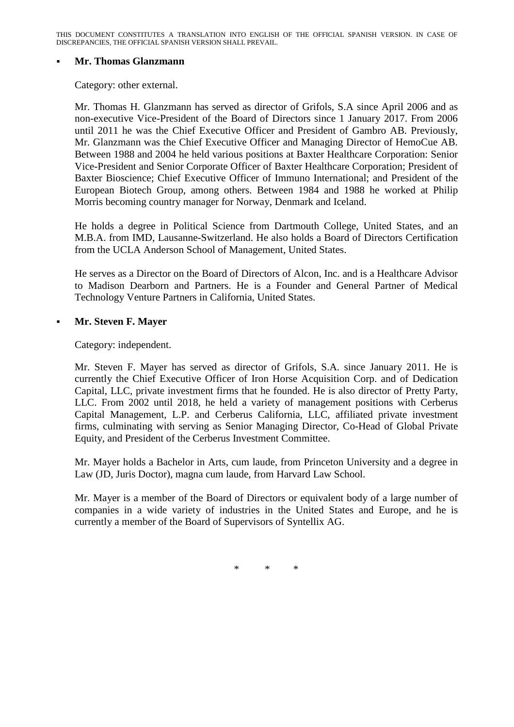- **Mr. Thomas Glanzmann**

  Category: other external.

  Mr. Thomas H. Glanzmann has served as director of Grifols, S.A since April 2006 and as non-executive Vice-President of the Board of Directors since 1 January 2017. From 2006 until 2011 he was the Chief Executive Officer and President of Gambro AB. Previously, Mr. Glanzmann was the Chief Executive Officer and Managing Director of HemoCue AB. Between 1988 and 2004 he held various positions at Baxter Healthcare Corporation: Senior Vice-President and Senior Corporate Officer of Baxter Healthcare Corporation; President of Baxter Bioscience; Chief Executive Officer of Immuno International; and President of the European Biotech Group, among others. Between 1984 and 1988 he worked at Philip Morris becoming country manager for Norway, Denmark and Iceland.

  He holds a degree in Political Science from Dartmouth College, United States, and an M.B.A. from IMD, Lausanne-Switzerland. He also holds a Board of Directors Certification from the UCLA Anderson School of Management, United States.

  He serves as a Director on the Board of Directors of Alcon, Inc. and is a Healthcare Advisor to Madison Dearborn and Partners. He is a Founder and General Partner of Medical Technology Venture Partners in California, United States.

- **Mr. Steven F. Mayer**

  Category: independent.

  Mr. Steven F. Mayer has served as director of Grifols, S.A. since January 2011. He is currently the Chief Executive Officer of Iron Horse Acquisition Corp. and of Dedication Capital, LLC, private investment firms that he founded. He is also director of Pretty Party, LLC. From 2002 until 2018, he held a variety of management positions with Cerberus Capital Management, L.P. and Cerberus California, LLC, affiliated private investment firms, culminating with serving as Senior Managing Director, Co-Head of Global Private Equity, and President of the Cerberus Investment Committee.

  Mr. Mayer holds a Bachelor in Arts, cum laude, from Princeton University and a degree in Law (JD, Juris Doctor), magna cum laude, from Harvard Law School.

  Mr. Mayer is a member of the Board of Directors or equivalent body of a large number of companies in a wide variety of industries in the United States and Europe, and he is currently a member of the Board of Supervisors of Syntellix AG.

\* \* \*